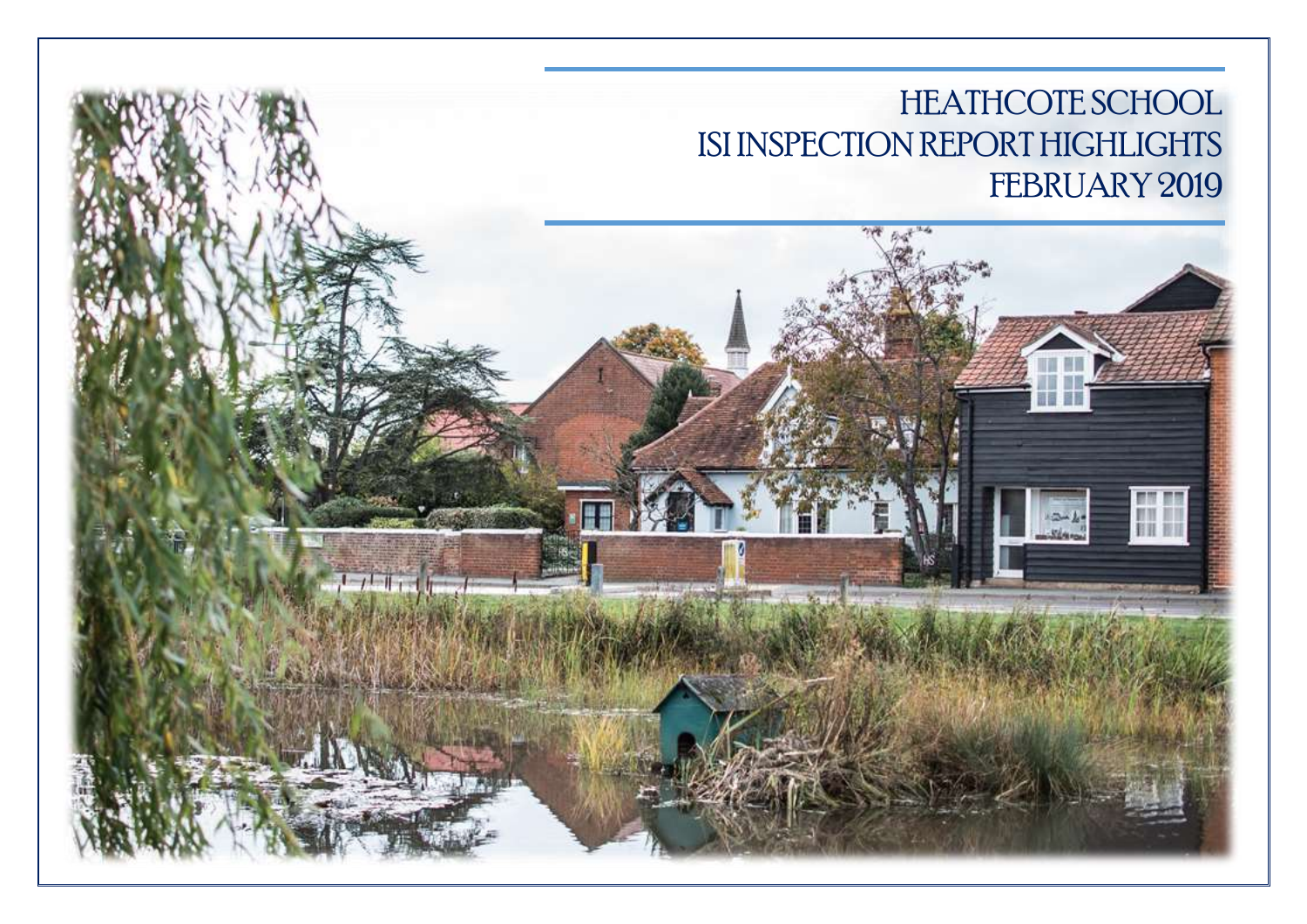# HEATHCOTE SCHOOL
# ISI INSPECTION REPORT HIGHLIGHTS
# FEBRUARY 2019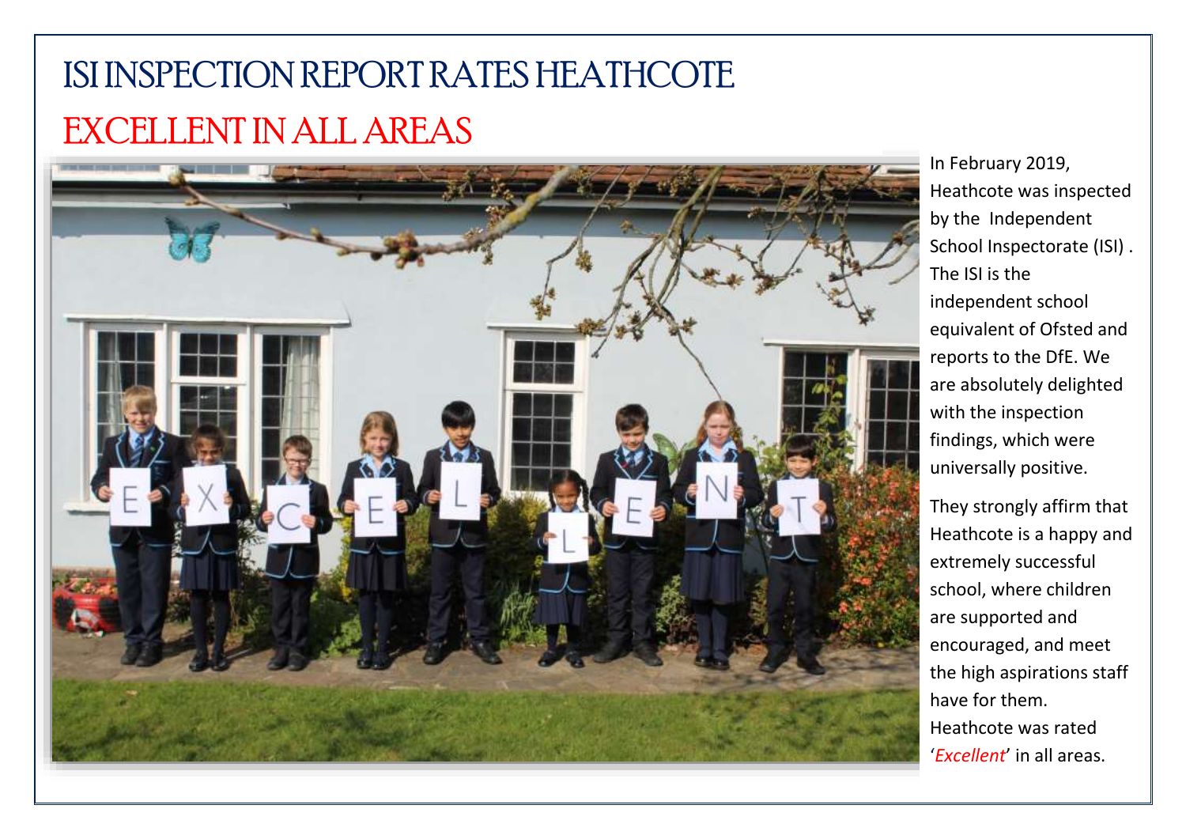# ISI INSPECTION REPORT RATES HEATHCOTE EXCELLENT IN ALL AREAS

In February 2019, Heathcote was inspected by the Independent School Inspectorate (ISI) . The ISI is the independent school equivalent of Ofsted and reports to the DfE. We are absolutely delighted with the inspection findings, which were universally positive.

They strongly affirm that Heathcote is a happy and extremely successful school, where children are supported and encouraged, and meet the high aspirations staff have for them. Heathcote was rated '*Excellent*' in all areas.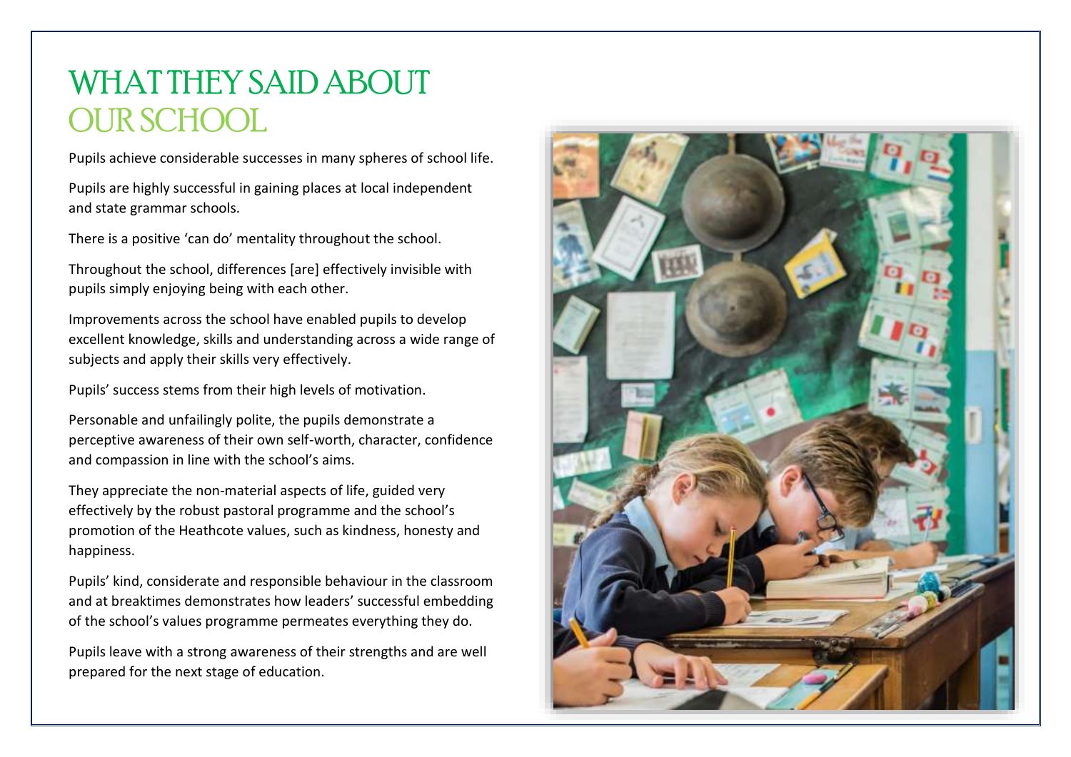# WHAT THEY SAID ABOUT OUR SCHOOL

Pupils achieve considerable successes in many spheres of school life.

Pupils are highly successful in gaining places at local independent and state grammar schools.

There is a positive 'can do' mentality throughout the school.

Throughout the school, differences [are] effectively invisible with pupils simply enjoying being with each other.

Improvements across the school have enabled pupils to develop excellent knowledge, skills and understanding across a wide range of subjects and apply their skills very effectively.

Pupils' success stems from their high levels of motivation.

Personable and unfailingly polite, the pupils demonstrate a perceptive awareness of their own self-worth, character, confidence and compassion in line with the school's aims.

They appreciate the non-material aspects of life, guided very effectively by the robust pastoral programme and the school's promotion of the Heathcote values, such as kindness, honesty and happiness.

Pupils' kind, considerate and responsible behaviour in the classroom and at breaktimes demonstrates how leaders' successful embedding of the school's values programme permeates everything they do.

Pupils leave with a strong awareness of their strengths and are well prepared for the next stage of education.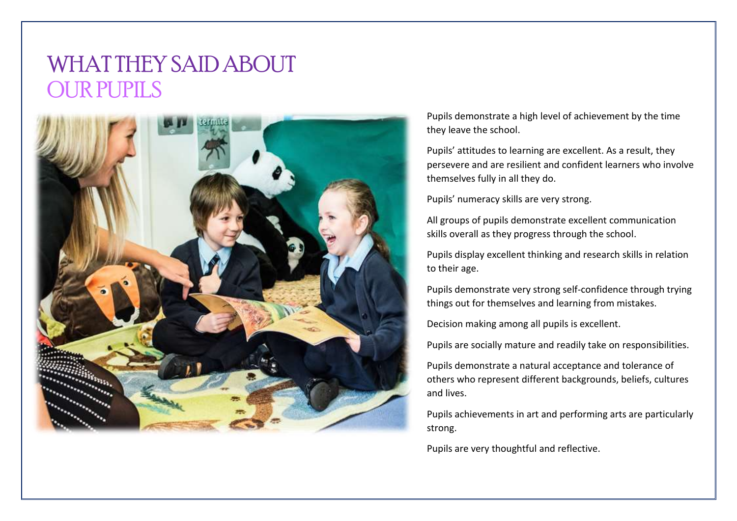# WHAT THEY SAID ABOUT OUR PUPILS

Pupils demonstrate a high level of achievement by the time they leave the school.

Pupils' attitudes to learning are excellent. As a result, they persevere and are resilient and confident learners who involve themselves fully in all they do.

Pupils' numeracy skills are very strong.

All groups of pupils demonstrate excellent communication skills overall as they progress through the school.

Pupils display excellent thinking and research skills in relation to their age.

Pupils demonstrate very strong self-confidence through trying things out for themselves and learning from mistakes.

Decision making among all pupils is excellent.

Pupils are socially mature and readily take on responsibilities.

Pupils demonstrate a natural acceptance and tolerance of others who represent different backgrounds, beliefs, cultures and lives.

Pupils achievements in art and performing arts are particularly strong.

Pupils are very thoughtful and reflective.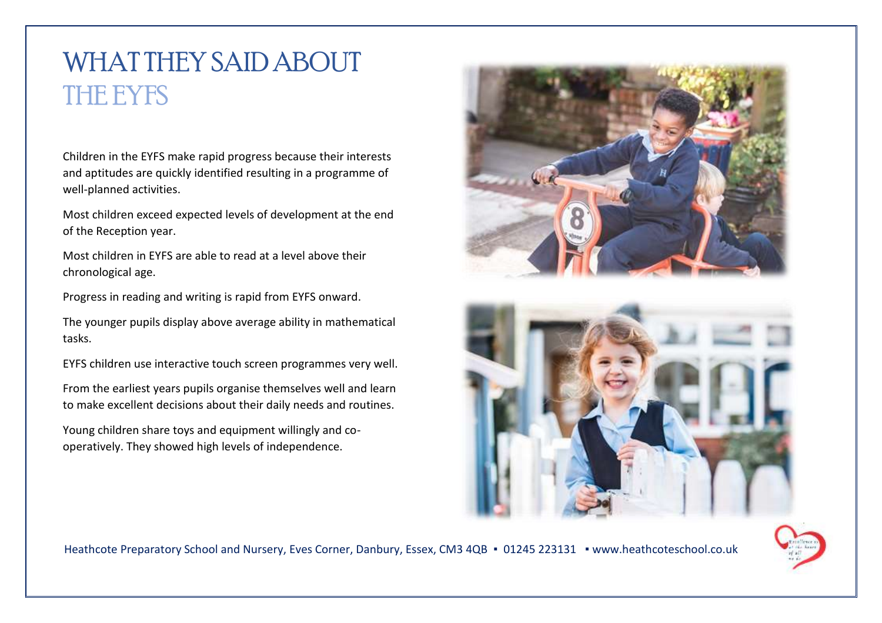# WHAT THEY SAID ABOUT THE EYFS

Children in the EYFS make rapid progress because their interests and aptitudes are quickly identified resulting in a programme of well-planned activities.

Most children exceed expected levels of development at the end of the Reception year.

Most children in EYFS are able to read at a level above their chronological age.

Progress in reading and writing is rapid from EYFS onward.

The younger pupils display above average ability in mathematical tasks.

EYFS children use interactive touch screen programmes very well.

From the earliest years pupils organise themselves well and learn to make excellent decisions about their daily needs and routines.

Young children share toys and equipment willingly and co-operatively. They showed high levels of independence.

Heathcote Preparatory School and Nursery, Eves Corner, Danbury, Essex, CM3 4QB ▪ 01245 223131 ▪ www.heathcoteschool.co.uk